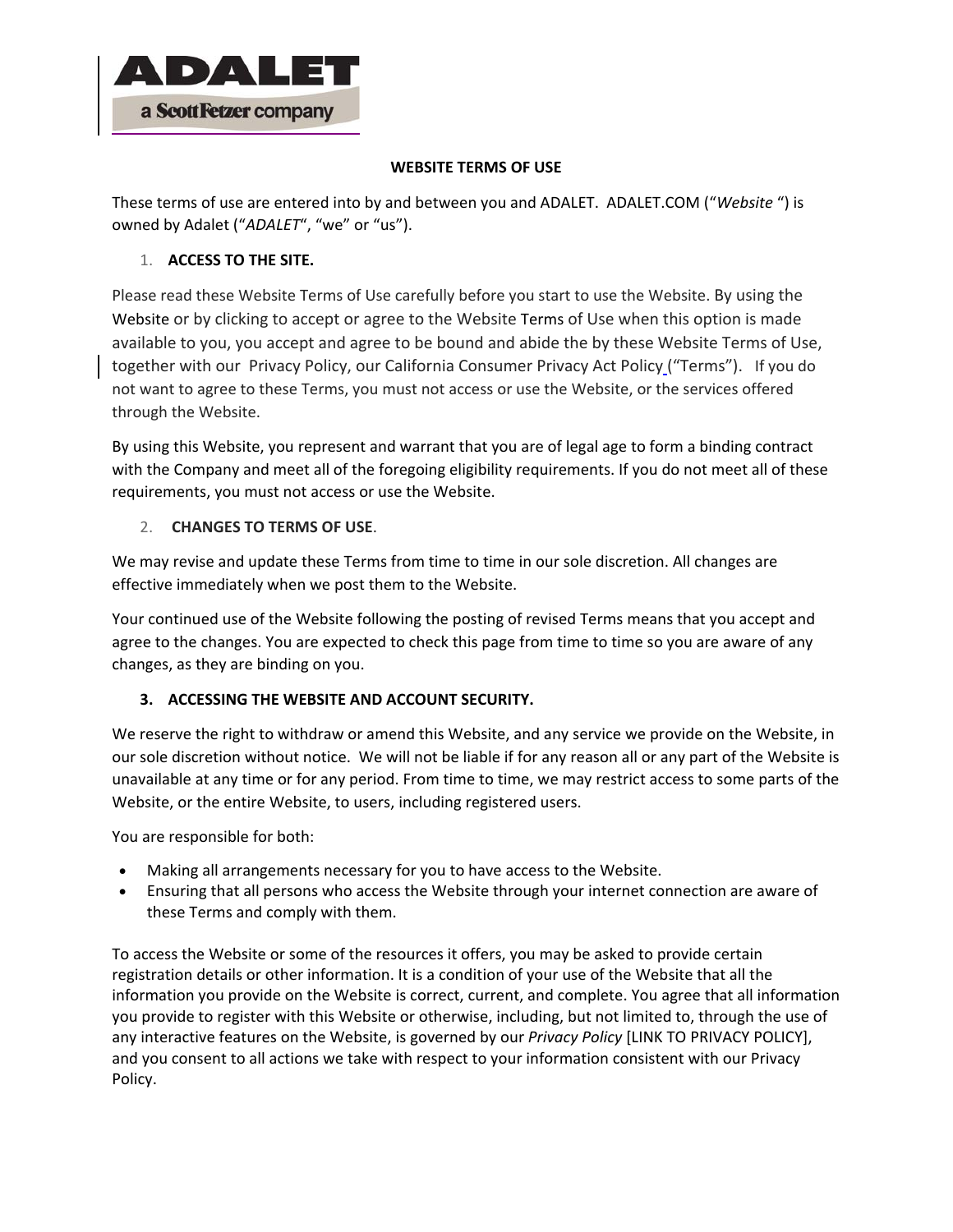ADALET

a ScottFetzer company

# WEBSITE TERMS OF USE

These terms of use are entered into by and between you and ADALET. ADALET.COM ("*Website* ") is owned by Adalet ("*ADALET*", "we" or "us").

1. **ACCESS TO THE SITE.**

Please read these Website Terms of Use carefully before you start to use the Website. By using the Website or by clicking to accept or agree to the Website Terms of Use when this option is made available to you, you accept and agree to be bound and abide the by these Website Terms of Use, together with our Privacy Policy, our California Consumer Privacy Act Policy ("Terms"). If you do not want to agree to these Terms, you must not access or use the Website, or the services offered through the Website.

By using this Website, you represent and warrant that you are of legal age to form a binding contract with the Company and meet all of the foregoing eligibility requirements. If you do not meet all of these requirements, you must not access or use the Website.

2. **CHANGES TO TERMS OF USE**.

We may revise and update these Terms from time to time in our sole discretion. All changes are effective immediately when we post them to the Website.

Your continued use of the Website following the posting of revised Terms means that you accept and agree to the changes. You are expected to check this page from time to time so you are aware of any changes, as they are binding on you.

3. **ACCESSING THE WEBSITE AND ACCOUNT SECURITY.**

We reserve the right to withdraw or amend this Website, and any service we provide on the Website, in our sole discretion without notice. We will not be liable if for any reason all or any part of the Website is unavailable at any time or for any period. From time to time, we may restrict access to some parts of the Website, or the entire Website, to users, including registered users.

You are responsible for both:

- Making all arrangements necessary for you to have access to the Website.
- Ensuring that all persons who access the Website through your internet connection are aware of these Terms and comply with them.

To access the Website or some of the resources it offers, you may be asked to provide certain registration details or other information. It is a condition of your use of the Website that all the information you provide on the Website is correct, current, and complete. You agree that all information you provide to register with this Website or otherwise, including, but not limited to, through the use of any interactive features on the Website, is governed by our *Privacy Policy* [LINK TO PRIVACY POLICY], and you consent to all actions we take with respect to your information consistent with our Privacy Policy.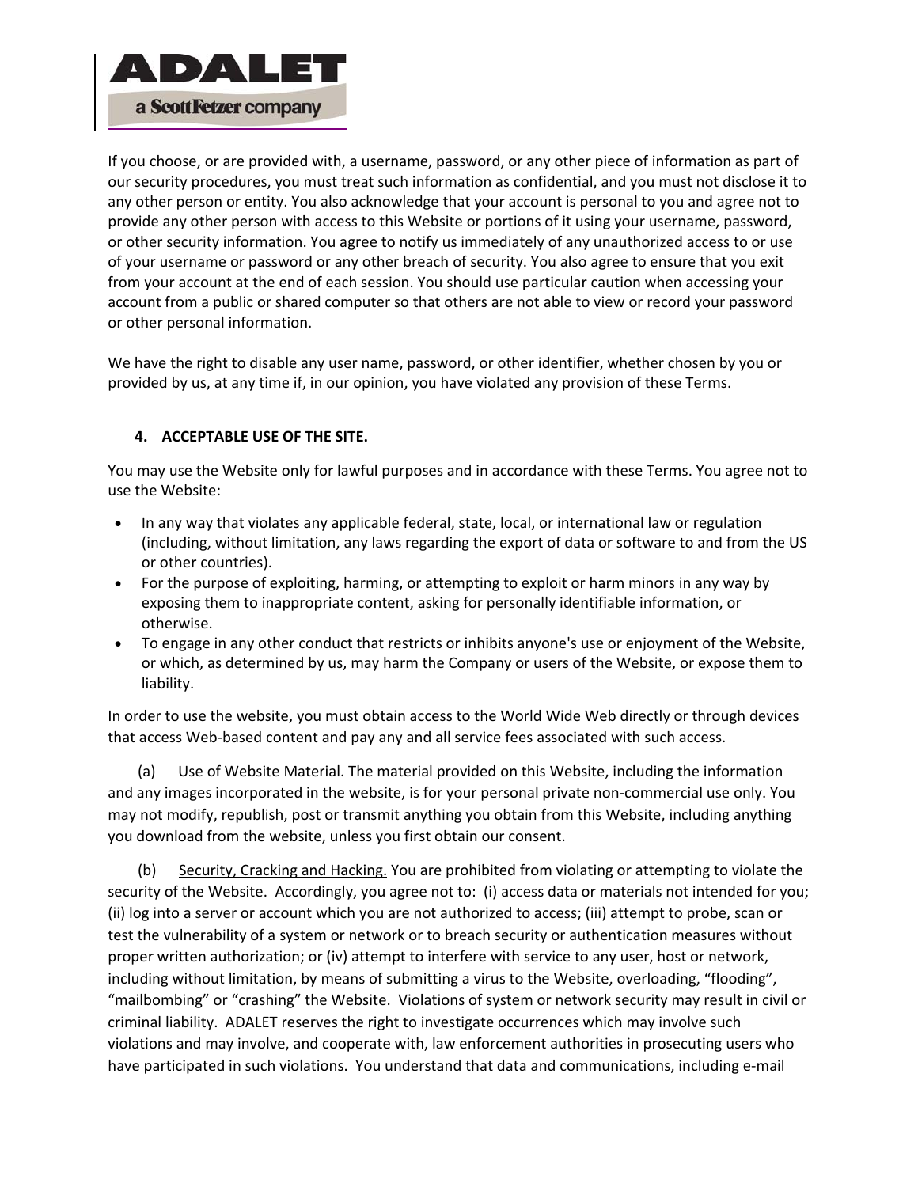If you choose, or are provided with, a username, password, or any other piece of information as part of our security procedures, you must treat such information as confidential, and you must not disclose it to any other person or entity. You also acknowledge that your account is personal to you and agree not to provide any other person with access to this Website or portions of it using your username, password, or other security information. You agree to notify us immediately of any unauthorized access to or use of your username or password or any other breach of security. You also agree to ensure that you exit from your account at the end of each session. You should use particular caution when accessing your account from a public or shared computer so that others are not able to view or record your password or other personal information.

We have the right to disable any user name, password, or other identifier, whether chosen by you or provided by us, at any time if, in our opinion, you have violated any provision of these Terms.

## 4. ACCEPTABLE USE OF THE SITE.

You may use the Website only for lawful purposes and in accordance with these Terms. You agree not to use the Website:

- In any way that violates any applicable federal, state, local, or international law or regulation (including, without limitation, any laws regarding the export of data or software to and from the US or other countries).
- For the purpose of exploiting, harming, or attempting to exploit or harm minors in any way by exposing them to inappropriate content, asking for personally identifiable information, or otherwise.
- To engage in any other conduct that restricts or inhibits anyone's use or enjoyment of the Website, or which, as determined by us, may harm the Company or users of the Website, or expose them to liability.

In order to use the website, you must obtain access to the World Wide Web directly or through devices that access Web-based content and pay any and all service fees associated with such access.

(a) Use of Website Material. The material provided on this Website, including the information and any images incorporated in the website, is for your personal private non-commercial use only. You may not modify, republish, post or transmit anything you obtain from this Website, including anything you download from the website, unless you first obtain our consent.

(b) Security, Cracking and Hacking. You are prohibited from violating or attempting to violate the security of the Website. Accordingly, you agree not to: (i) access data or materials not intended for you; (ii) log into a server or account which you are not authorized to access; (iii) attempt to probe, scan or test the vulnerability of a system or network or to breach security or authentication measures without proper written authorization; or (iv) attempt to interfere with service to any user, host or network, including without limitation, by means of submitting a virus to the Website, overloading, "flooding", "mailbombing" or "crashing" the Website. Violations of system or network security may result in civil or criminal liability. ADALET reserves the right to investigate occurrences which may involve such violations and may involve, and cooperate with, law enforcement authorities in prosecuting users who have participated in such violations. You understand that data and communications, including e-mail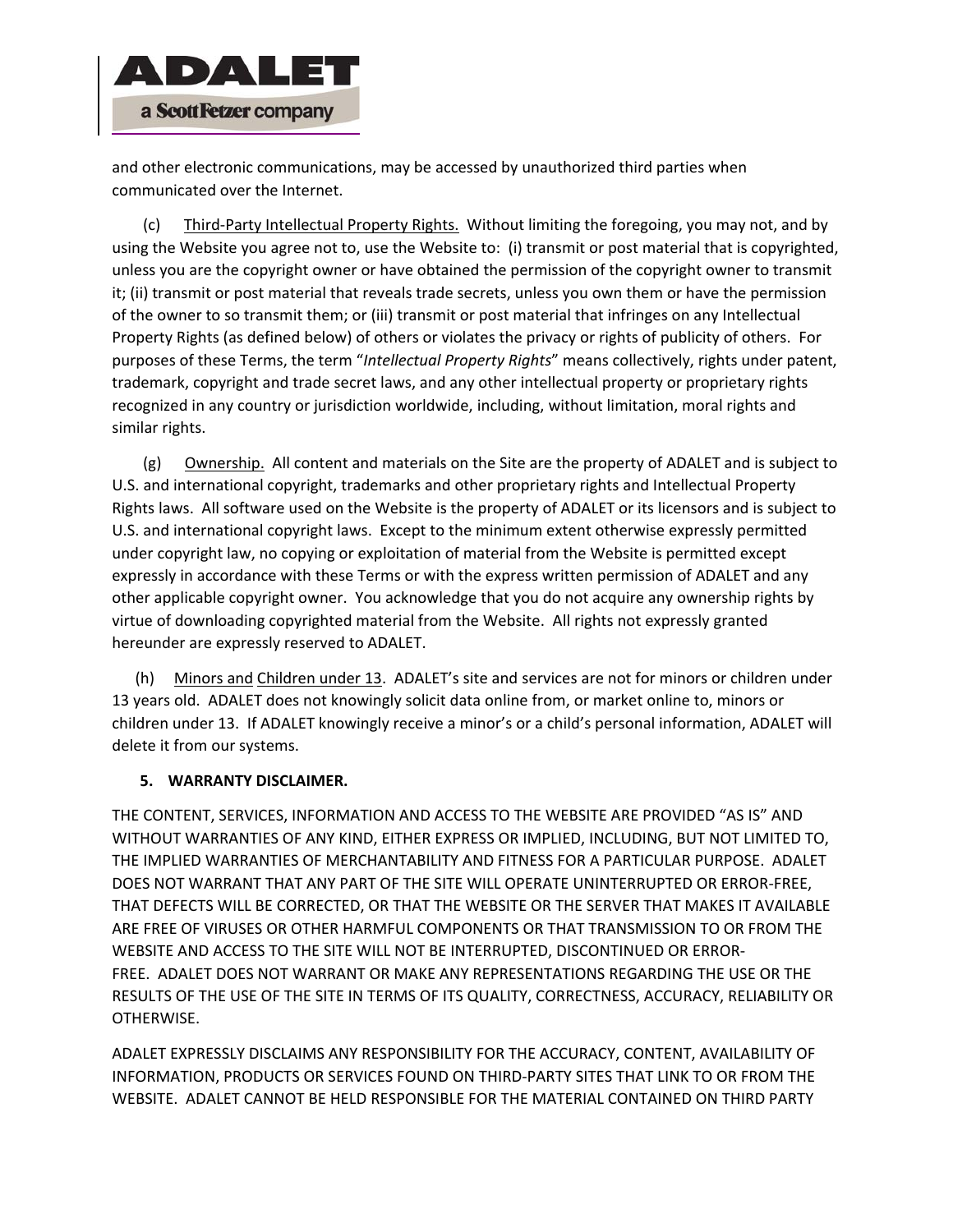and other electronic communications, may be accessed by unauthorized third parties when communicated over the Internet.

(c) Third-Party Intellectual Property Rights. Without limiting the foregoing, you may not, and by using the Website you agree not to, use the Website to: (i) transmit or post material that is copyrighted, unless you are the copyright owner or have obtained the permission of the copyright owner to transmit it; (ii) transmit or post material that reveals trade secrets, unless you own them or have the permission of the owner to so transmit them; or (iii) transmit or post material that infringes on any Intellectual Property Rights (as defined below) of others or violates the privacy or rights of publicity of others. For purposes of these Terms, the term "*Intellectual Property Rights*" means collectively, rights under patent, trademark, copyright and trade secret laws, and any other intellectual property or proprietary rights recognized in any country or jurisdiction worldwide, including, without limitation, moral rights and similar rights.

(g) Ownership. All content and materials on the Site are the property of ADALET and is subject to U.S. and international copyright, trademarks and other proprietary rights and Intellectual Property Rights laws. All software used on the Website is the property of ADALET or its licensors and is subject to U.S. and international copyright laws. Except to the minimum extent otherwise expressly permitted under copyright law, no copying or exploitation of material from the Website is permitted except expressly in accordance with these Terms or with the express written permission of ADALET and any other applicable copyright owner. You acknowledge that you do not acquire any ownership rights by virtue of downloading copyrighted material from the Website. All rights not expressly granted hereunder are expressly reserved to ADALET.

(h) Minors and Children under 13. ADALET's site and services are not for minors or children under 13 years old. ADALET does not knowingly solicit data online from, or market online to, minors or children under 13. If ADALET knowingly receive a minor's or a child's personal information, ADALET will delete it from our systems.

**5. WARRANTY DISCLAIMER.**

THE CONTENT, SERVICES, INFORMATION AND ACCESS TO THE WEBSITE ARE PROVIDED "AS IS" AND WITHOUT WARRANTIES OF ANY KIND, EITHER EXPRESS OR IMPLIED, INCLUDING, BUT NOT LIMITED TO, THE IMPLIED WARRANTIES OF MERCHANTABILITY AND FITNESS FOR A PARTICULAR PURPOSE. ADALET DOES NOT WARRANT THAT ANY PART OF THE SITE WILL OPERATE UNINTERRUPTED OR ERROR-FREE, THAT DEFECTS WILL BE CORRECTED, OR THAT THE WEBSITE OR THE SERVER THAT MAKES IT AVAILABLE ARE FREE OF VIRUSES OR OTHER HARMFUL COMPONENTS OR THAT TRANSMISSION TO OR FROM THE WEBSITE AND ACCESS TO THE SITE WILL NOT BE INTERRUPTED, DISCONTINUED OR ERROR-FREE. ADALET DOES NOT WARRANT OR MAKE ANY REPRESENTATIONS REGARDING THE USE OR THE RESULTS OF THE USE OF THE SITE IN TERMS OF ITS QUALITY, CORRECTNESS, ACCURACY, RELIABILITY OR OTHERWISE.

ADALET EXPRESSLY DISCLAIMS ANY RESPONSIBILITY FOR THE ACCURACY, CONTENT, AVAILABILITY OF INFORMATION, PRODUCTS OR SERVICES FOUND ON THIRD-PARTY SITES THAT LINK TO OR FROM THE WEBSITE. ADALET CANNOT BE HELD RESPONSIBLE FOR THE MATERIAL CONTAINED ON THIRD PARTY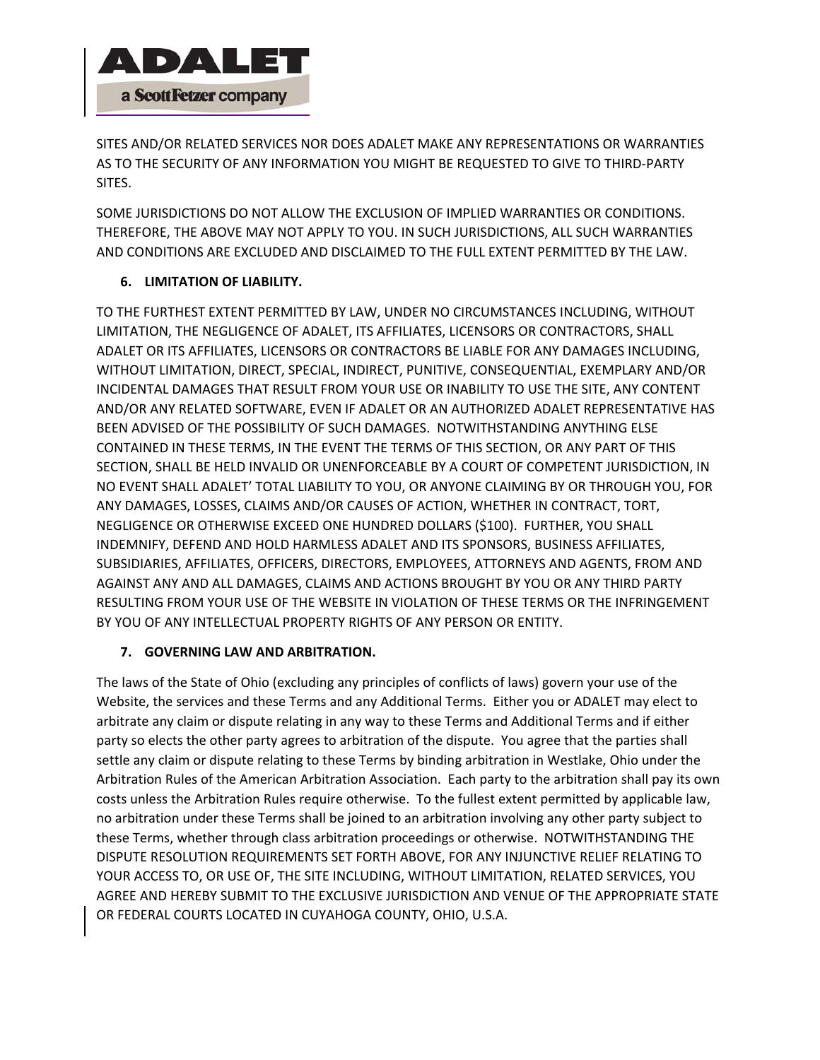SITES AND/OR RELATED SERVICES NOR DOES ADALET MAKE ANY REPRESENTATIONS OR WARRANTIES AS TO THE SECURITY OF ANY INFORMATION YOU MIGHT BE REQUESTED TO GIVE TO THIRD-PARTY SITES.

SOME JURISDICTIONS DO NOT ALLOW THE EXCLUSION OF IMPLIED WARRANTIES OR CONDITIONS. THEREFORE, THE ABOVE MAY NOT APPLY TO YOU. IN SUCH JURISDICTIONS, ALL SUCH WARRANTIES AND CONDITIONS ARE EXCLUDED AND DISCLAIMED TO THE FULL EXTENT PERMITTED BY THE LAW.

**6. LIMITATION OF LIABILITY.**

TO THE FURTHEST EXTENT PERMITTED BY LAW, UNDER NO CIRCUMSTANCES INCLUDING, WITHOUT LIMITATION, THE NEGLIGENCE OF ADALET, ITS AFFILIATES, LICENSORS OR CONTRACTORS, SHALL ADALET OR ITS AFFILIATES, LICENSORS OR CONTRACTORS BE LIABLE FOR ANY DAMAGES INCLUDING, WITHOUT LIMITATION, DIRECT, SPECIAL, INDIRECT, PUNITIVE, CONSEQUENTIAL, EXEMPLARY AND/OR INCIDENTAL DAMAGES THAT RESULT FROM YOUR USE OR INABILITY TO USE THE SITE, ANY CONTENT AND/OR ANY RELATED SOFTWARE, EVEN IF ADALET OR AN AUTHORIZED ADALET REPRESENTATIVE HAS BEEN ADVISED OF THE POSSIBILITY OF SUCH DAMAGES. NOTWITHSTANDING ANYTHING ELSE CONTAINED IN THESE TERMS, IN THE EVENT THE TERMS OF THIS SECTION, OR ANY PART OF THIS SECTION, SHALL BE HELD INVALID OR UNENFORCEABLE BY A COURT OF COMPETENT JURISDICTION, IN NO EVENT SHALL ADALET' TOTAL LIABILITY TO YOU, OR ANYONE CLAIMING BY OR THROUGH YOU, FOR ANY DAMAGES, LOSSES, CLAIMS AND/OR CAUSES OF ACTION, WHETHER IN CONTRACT, TORT, NEGLIGENCE OR OTHERWISE EXCEED ONE HUNDRED DOLLARS ($100). FURTHER, YOU SHALL INDEMNIFY, DEFEND AND HOLD HARMLESS ADALET AND ITS SPONSORS, BUSINESS AFFILIATES, SUBSIDIARIES, AFFILIATES, OFFICERS, DIRECTORS, EMPLOYEES, ATTORNEYS AND AGENTS, FROM AND AGAINST ANY AND ALL DAMAGES, CLAIMS AND ACTIONS BROUGHT BY YOU OR ANY THIRD PARTY RESULTING FROM YOUR USE OF THE WEBSITE IN VIOLATION OF THESE TERMS OR THE INFRINGEMENT BY YOU OF ANY INTELLECTUAL PROPERTY RIGHTS OF ANY PERSON OR ENTITY.

**7. GOVERNING LAW AND ARBITRATION.**

The laws of the State of Ohio (excluding any principles of conflicts of laws) govern your use of the Website, the services and these Terms and any Additional Terms. Either you or ADALET may elect to arbitrate any claim or dispute relating in any way to these Terms and Additional Terms and if either party so elects the other party agrees to arbitration of the dispute. You agree that the parties shall settle any claim or dispute relating to these Terms by binding arbitration in Westlake, Ohio under the Arbitration Rules of the American Arbitration Association. Each party to the arbitration shall pay its own costs unless the Arbitration Rules require otherwise. To the fullest extent permitted by applicable law, no arbitration under these Terms shall be joined to an arbitration involving any other party subject to these Terms, whether through class arbitration proceedings or otherwise. NOTWITHSTANDING THE DISPUTE RESOLUTION REQUIREMENTS SET FORTH ABOVE, FOR ANY INJUNCTIVE RELIEF RELATING TO YOUR ACCESS TO, OR USE OF, THE SITE INCLUDING, WITHOUT LIMITATION, RELATED SERVICES, YOU AGREE AND HEREBY SUBMIT TO THE EXCLUSIVE JURISDICTION AND VENUE OF THE APPROPRIATE STATE OR FEDERAL COURTS LOCATED IN CUYAHOGA COUNTY, OHIO, U.S.A.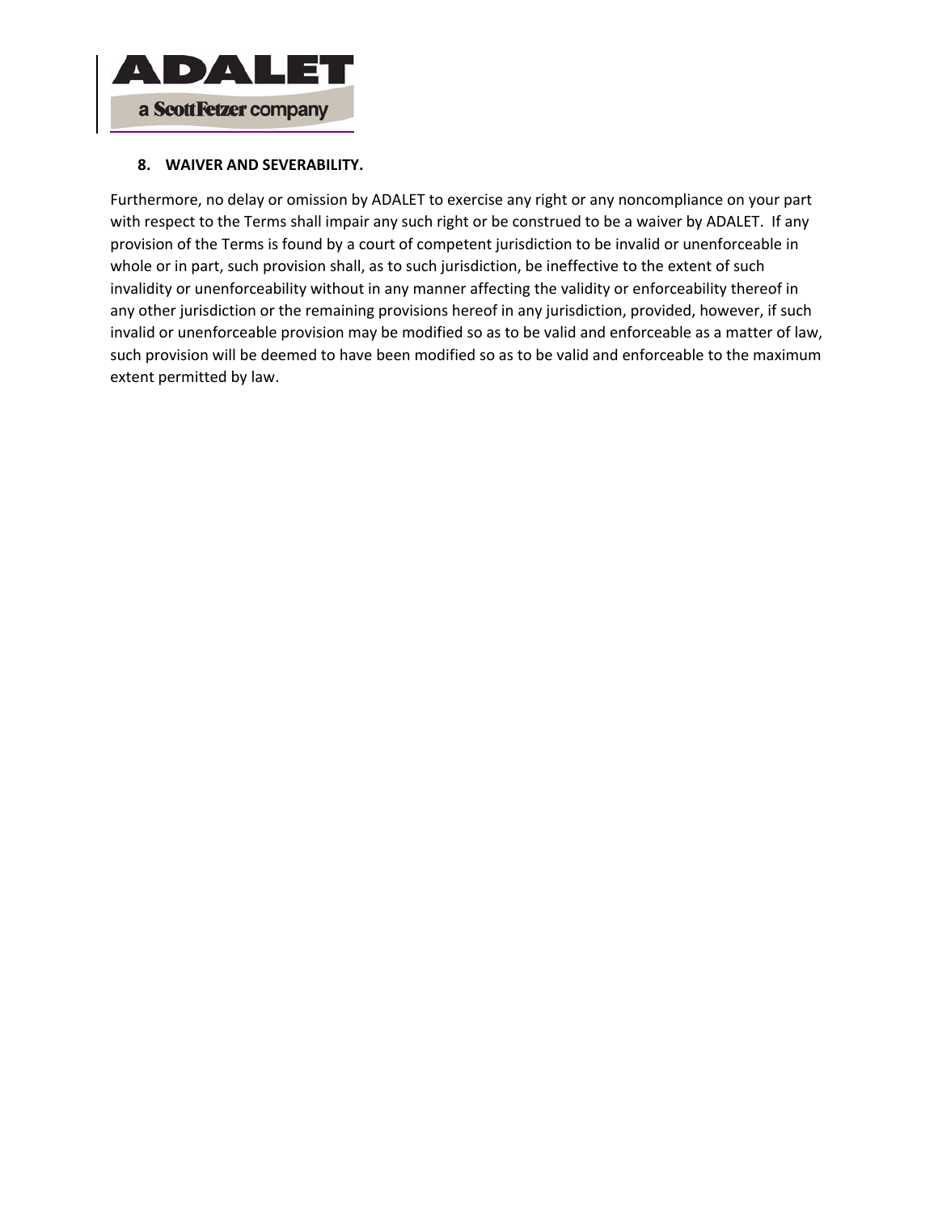**8. WAIVER AND SEVERABILITY.**

Furthermore, no delay or omission by ADALET to exercise any right or any noncompliance on your part with respect to the Terms shall impair any such right or be construed to be a waiver by ADALET. If any provision of the Terms is found by a court of competent jurisdiction to be invalid or unenforceable in whole or in part, such provision shall, as to such jurisdiction, be ineffective to the extent of such invalidity or unenforceability without in any manner affecting the validity or enforceability thereof in any other jurisdiction or the remaining provisions hereof in any jurisdiction, provided, however, if such invalid or unenforceable provision may be modified so as to be valid and enforceable as a matter of law, such provision will be deemed to have been modified so as to be valid and enforceable to the maximum extent permitted by law.